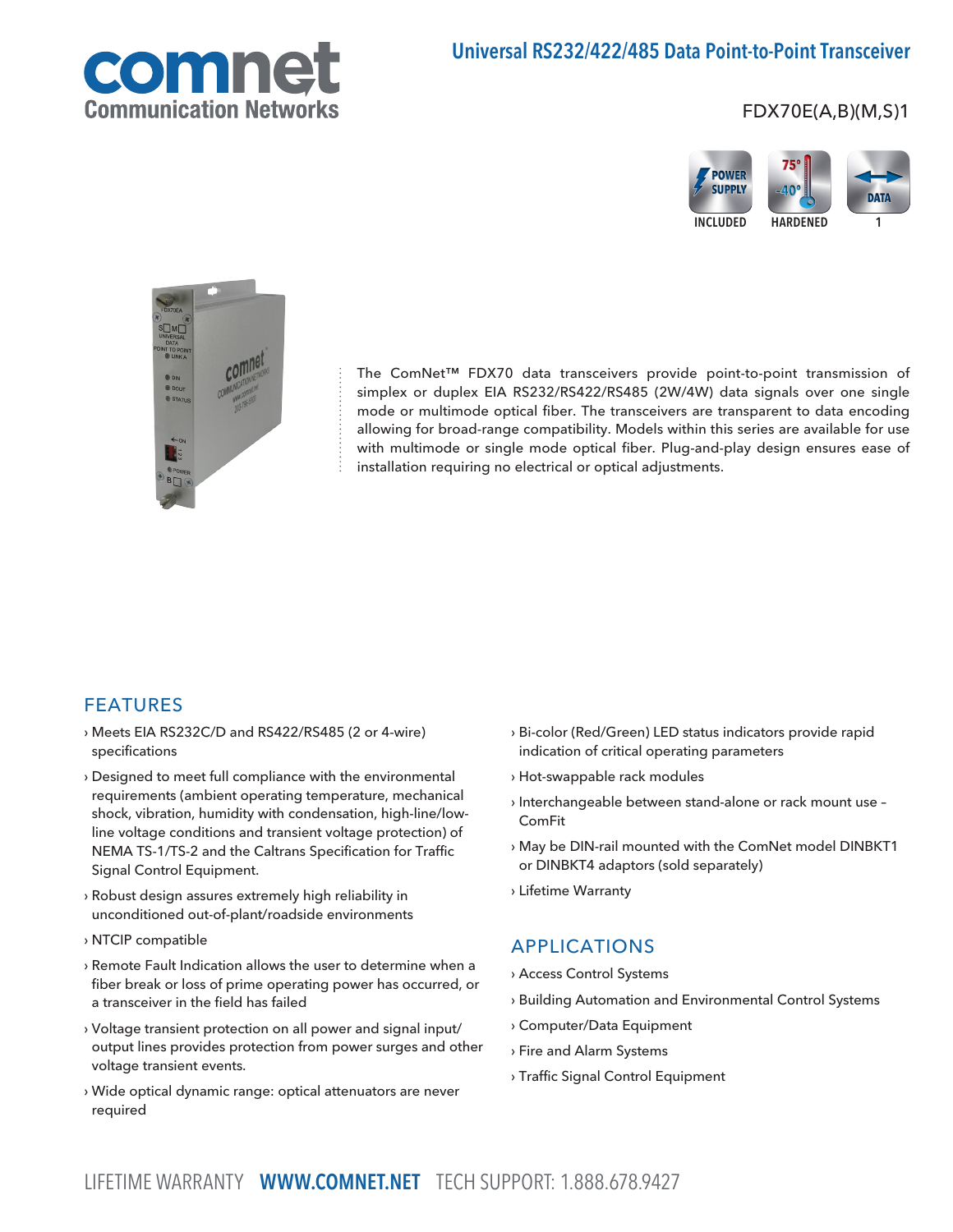comnet
Communication Networks

# Universal RS232/422/485 Data Point-to-Point Transceiver

FDX70E(A,B)(M,S)1

POWER SUPPLY INCLUDED | HARDENED | DATA 1

The ComNet™ FDX70 data transceivers provide point-to-point transmission of simplex or duplex EIA RS232/RS422/RS485 (2W/4W) data signals over one single mode or multimode optical fiber. The transceivers are transparent to data encoding allowing for broad-range compatibility. Models within this series are available for use with multimode or single mode optical fiber. Plug-and-play design ensures ease of installation requiring no electrical or optical adjustments.

## FEATURES

- › Meets EIA RS232C/D and RS422/RS485 (2 or 4-wire) specifications
- › Designed to meet full compliance with the environmental requirements (ambient operating temperature, mechanical shock, vibration, humidity with condensation, high-line/low-line voltage conditions and transient voltage protection) of NEMA TS-1/TS-2 and the Caltrans Specification for Traffic Signal Control Equipment.
- › Robust design assures extremely high reliability in unconditioned out-of-plant/roadside environments
- › NTCIP compatible
- › Remote Fault Indication allows the user to determine when a fiber break or loss of prime operating power has occurred, or a transceiver in the field has failed
- › Voltage transient protection on all power and signal input/output lines provides protection from power surges and other voltage transient events.
- › Wide optical dynamic range: optical attenuators are never required
- › Bi-color (Red/Green) LED status indicators provide rapid indication of critical operating parameters
- › Hot-swappable rack modules
- › Interchangeable between stand-alone or rack mount use – ComFit
- › May be DIN-rail mounted with the ComNet model DINBKT1 or DINBKT4 adaptors (sold separately)
- › Lifetime Warranty

## APPLICATIONS

- › Access Control Systems
- › Building Automation and Environmental Control Systems
- › Computer/Data Equipment
- › Fire and Alarm Systems
- › Traffic Signal Control Equipment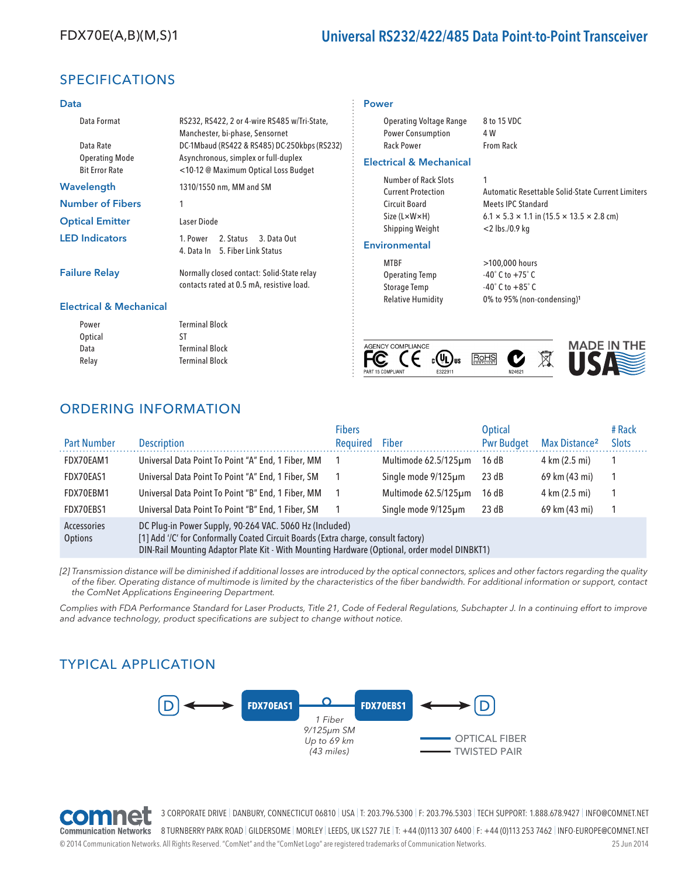FDX70E(A,B)(M,S)1

## Universal RS232/422/485 Data Point-to-Point Transceiver

## SPECIFICATIONS

### Data

| | |
|---|---|
| Data Format | RS232, RS422, 2 or 4-wire RS485 w/Tri-State, Manchester, bi-phase, Sensormet |
| Data Rate | DC-1Mbaud (RS422 & RS485) DC-250kbps (RS232) |
| Operating Mode | Asynchronous, simplex or full-duplex |
| Bit Error Rate | <10-12 @ Maximum Optical Loss Budget |

**Wavelength** 1310/1550 nm, MM and SM

**Number of Fibers** 1

**Optical Emitter** Laser Diode

**LED Indicators** 1. Power 2. Status 3. Data Out 4. Data In 5. Fiber Link Status

**Failure Relay** Normally closed contact: Solid-State relay contacts rated at 0.5 mA, resistive load.

### Electrical & Mechanical

| | |
|---|---|
| Power | Terminal Block |
| Optical | ST |
| Data | Terminal Block |
| Relay | Terminal Block |

### Power

| | |
|---|---|
| Operating Voltage Range | 8 to 15 VDC |
| Power Consumption | 4 W |
| Rack Power | From Rack |

### Electrical & Mechanical

| | |
|---|---|
| Number of Rack Slots | 1 |
| Current Protection | Automatic Resettable Solid-State Current Limiters |
| Circuit Board | Meets IPC Standard |
| Size (L×W×H) | 6.1 × 5.3 × 1.1 in (15.5 × 13.5 × 2.8 cm) |
| Shipping Weight | <2 lbs./0.9 kg |

### Environmental

| | |
|---|---|
| MTBF | >100,000 hours |
| Operating Temp | -40˚ C to +75˚ C |
| Storage Temp | -40˚ C to +85˚ C |
| Relative Humidity | 0% to 95% (non-condensing)[1] |

AGENCY COMPLIANCE — PART 15 COMPLIANT — E322911 — N24621 — MADE IN THE USA

## ORDERING INFORMATION

| Part Number | Description | Fibers Required | Fiber | Optical Pwr Budget | Max Distance[2] | # Rack Slots |
|---|---|---|---|---|---|---|
| FDX70EAM1 | Universal Data Point To Point "A" End, 1 Fiber, MM | 1 | Multimode 62.5/125µm | 16 dB | 4 km (2.5 mi) | 1 |
| FDX70EAS1 | Universal Data Point To Point "A" End, 1 Fiber, SM | 1 | Single mode 9/125µm | 23 dB | 69 km (43 mi) | 1 |
| FDX70EBM1 | Universal Data Point To Point "B" End, 1 Fiber, MM | 1 | Multimode 62.5/125µm | 16 dB | 4 km (2.5 mi) | 1 |
| FDX70EBS1 | Universal Data Point To Point "B" End, 1 Fiber, SM | 1 | Single mode 9/125µm | 23 dB | 69 km (43 mi) | 1 |
| Accessories Options | DC Plug-in Power Supply, 90-264 VAC. 5060 Hz (Included) [1] Add '/C' for Conformally Coated Circuit Boards (Extra charge, consult factory) DIN-Rail Mounting Adaptor Plate Kit - With Mounting Hardware (Optional, order model DINBKT1) | | | | | |

*[2] Transmission distance will be diminished if additional losses are introduced by the optical connectors, splices and other factors regarding the quality of the fiber. Operating distance of multimode is limited by the characteristics of the fiber bandwidth. For additional information or support, contact the ComNet Applications Engineering Department.*

*Complies with FDA Performance Standard for Laser Products, Title 21, Code of Federal Regulations, Subchapter J. In a continuing effort to improve and advance technology, product specifications are subject to change without notice.*

## TYPICAL APPLICATION

D
FDX70EAS1
FDX70EBS1
D
1 Fiber
9/125µm SM
Up to 69 km
(43 miles)
OPTICAL FIBER
TWISTED PAIR

comnet Communication Networks

3 CORPORATE DRIVE | DANBURY, CONNECTICUT 06810 | USA | T: 203.796.5300 | F: 203.796.5303 | TECH SUPPORT: 1.888.678.9427 | INFO@COMNET.NET

8 TURNBERRY PARK ROAD | GILDERSOME | MORLEY | LEEDS, UK LS27 7LE | T: +44 (0)113 307 6400 | F: +44 (0)113 253 7462 | INFO-EUROPE@COMNET.NET

© 2014 Communication Networks. All Rights Reserved. "ComNet" and the "ComNet Logo" are registered trademarks of Communication Networks. 25 Jun 2014